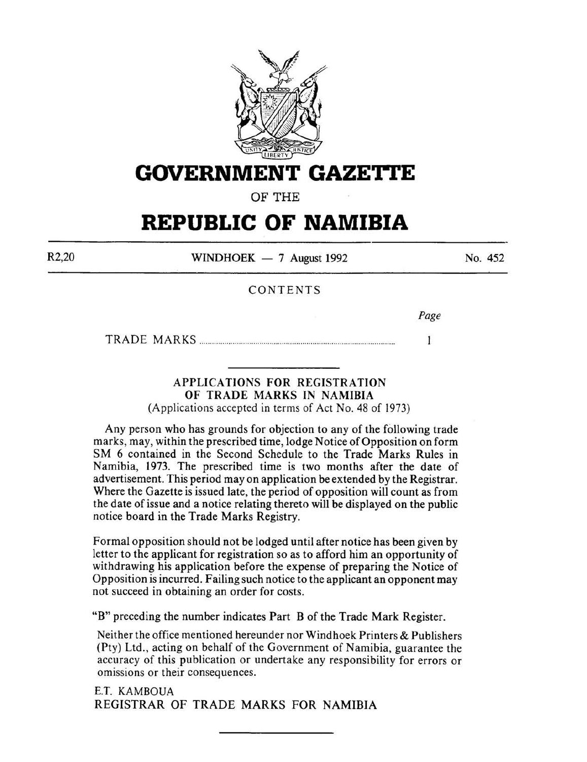# GOVERNMENT GAZETTE

OF THE

# REPUBLIC OF NAMIBIA

R2,20 WINDHOEK — 7 August 1992 No. 452

CONTENTS

*Page*

TRADE MARKS ........................................................................................................ 1

---

## APPLICATIONS FOR REGISTRATION OF TRADE MARKS IN NAMIBIA

(Applications accepted in terms of Act No. 48 of 1973)

Any person who has grounds for objection to any of the following trade marks, may, within the prescribed time, lodge Notice of Opposition on form SM 6 contained in the Second Schedule to the Trade Marks Rules in Namibia, 1973. The prescribed time is two months after the date of advertisement. This period may on application be extended by the Registrar. Where the Gazette is issued late, the period of opposition will count as from the date of issue and a notice relating thereto will be displayed on the public notice board in the Trade Marks Registry.

Formal opposition should not be lodged until after notice has been given by letter to the applicant for registration so as to afford him an opportunity of withdrawing his application before the expense of preparing the Notice of Opposition is incurred. Failing such notice to the applicant an opponent may not succeed in obtaining an order for costs.

"B" preceding the number indicates Part B of the Trade Mark Register.

Neither the office mentioned hereunder nor Windhoek Printers & Publishers (Pty) Ltd., acting on behalf of the Government of Namibia, guarantee the accuracy of this publication or undertake any responsibility for errors or omissions or their consequences.

E.T. KAMBOUA
REGISTRAR OF TRADE MARKS FOR NAMIBIA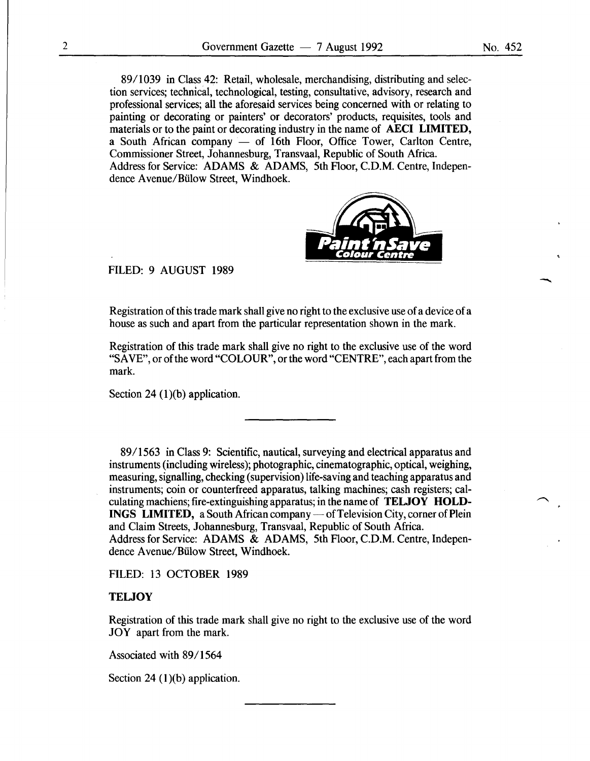89/1039 in Class 42: Retail, wholesale, merchandising, distributing and selection services; technical, technological, testing, consultative, advisory, research and professional services; all the aforesaid services being concerned with or relating to painting or decorating or painters' or decorators' products, requisites, tools and materials or to the paint or decorating industry in the name of **AECI LIMITED,** a South African company — of 16th Floor, Office Tower, Carlton Centre, Commissioner Street, Johannesburg, Transvaal, Republic of South Africa.
Address for Service: ADAMS & ADAMS, 5th Floor, C.D.M. Centre, Independence Avenue/Bülow Street, Windhoek.

FILED: 9 AUGUST 1989

Registration of this trade mark shall give no right to the exclusive use of a device of a house as such and apart from the particular representation shown in the mark.

Registration of this trade mark shall give no right to the exclusive use of the word "SAVE", or of the word "COLOUR", or the word "CENTRE", each apart from the mark.

Section 24 (1)(b) application.

---

89/1563 in Class 9: Scientific, nautical, surveying and electrical apparatus and instruments (including wireless); photographic, cinematographic, optical, weighing, measuring, signalling, checking (supervision) life-saving and teaching apparatus and instruments; coin or counterfreed apparatus, talking machines; cash registers; calculating machiens; fire-extinguishing apparatus; in the name of **TELJOY HOLDINGS LIMITED,** a South African company — of Television City, corner of Plein and Claim Streets, Johannesburg, Transvaal, Republic of South Africa.
Address for Service: ADAMS & ADAMS, 5th Floor, C.D.M. Centre, Independence Avenue/Bülow Street, Windhoek.

FILED: 13 OCTOBER 1989

**TELJOY**

Registration of this trade mark shall give no right to the exclusive use of the word JOY apart from the mark.

Associated with 89/1564

Section 24 (1)(b) application.

---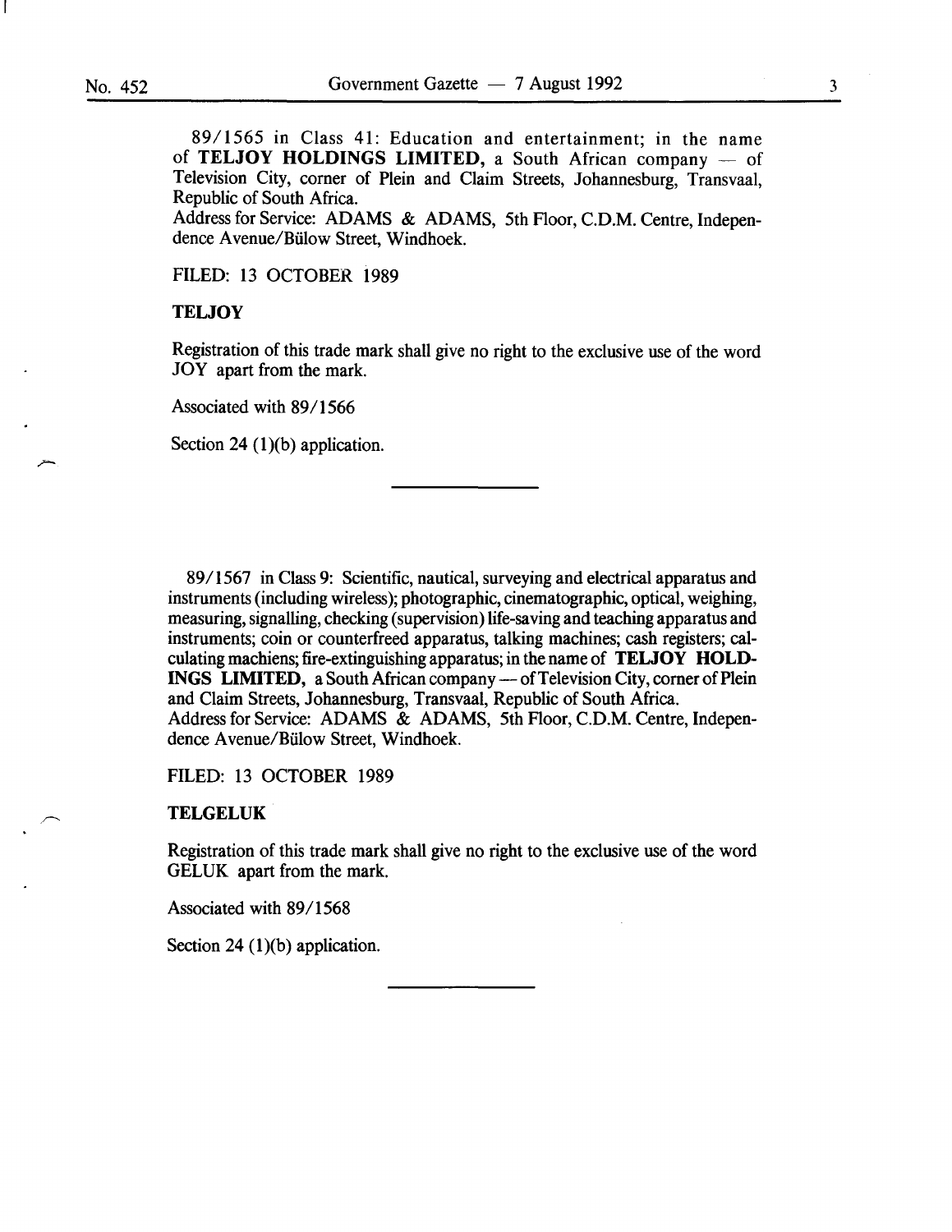89/1565 in Class 41: Education and entertainment; in the name of **TELJOY HOLDINGS LIMITED,** a South African company — of Television City, corner of Plein and Claim Streets, Johannesburg, Transvaal, Republic of South Africa.
Address for Service: ADAMS & ADAMS, 5th Floor, C.D.M. Centre, Independence Avenue/Bülow Street, Windhoek.

FILED: 13 OCTOBER 1989

**TELJOY**

Registration of this trade mark shall give no right to the exclusive use of the word JOY apart from the mark.

Associated with 89/1566

Section 24 (1)(b) application.

---

89/1567 in Class 9: Scientific, nautical, surveying and electrical apparatus and instruments (including wireless); photographic, cinematographic, optical, weighing, measuring, signalling, checking (supervision) life-saving and teaching apparatus and instruments; coin or counterfreed apparatus, talking machines; cash registers; calculating machiens; fire-extinguishing apparatus; in the name of **TELJOY HOLDINGS LIMITED,** a South African company — of Television City, corner of Plein and Claim Streets, Johannesburg, Transvaal, Republic of South Africa.
Address for Service: ADAMS & ADAMS, 5th Floor, C.D.M. Centre, Independence Avenue/Bülow Street, Windhoek.

FILED: 13 OCTOBER 1989

**TELGELUK**

Registration of this trade mark shall give no right to the exclusive use of the word GELUK apart from the mark.

Associated with 89/1568

Section 24 (1)(b) application.

---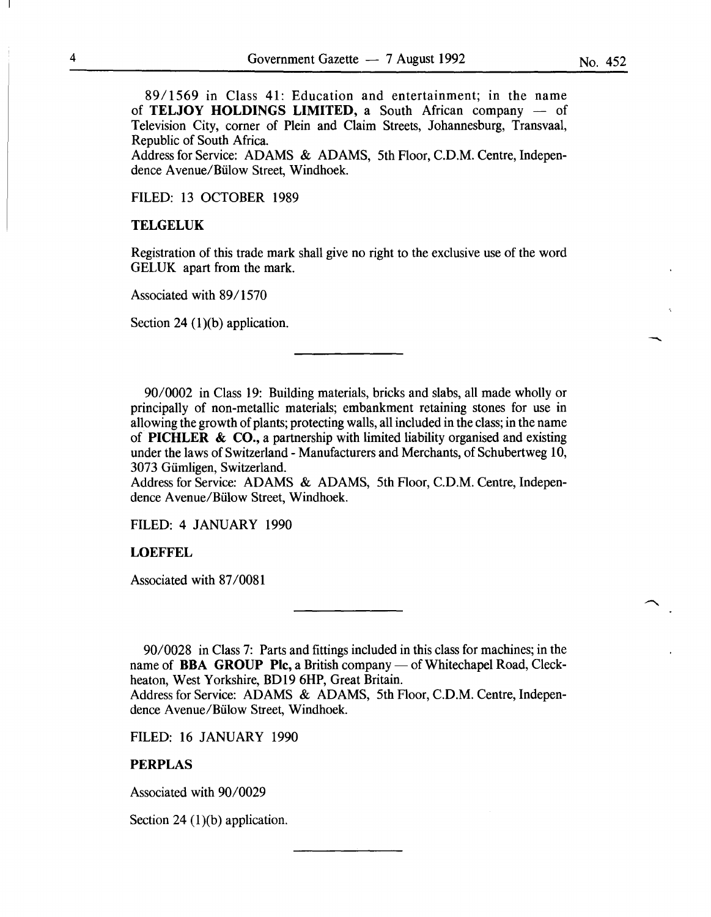89/1569 in Class 41: Education and entertainment; in the name of **TELJOY HOLDINGS LIMITED,** a South African company — of Television City, corner of Plein and Claim Streets, Johannesburg, Transvaal, Republic of South Africa.
Address for Service: ADAMS & ADAMS, 5th Floor, C.D.M. Centre, Independence Avenue/Bülow Street, Windhoek.

FILED: 13 OCTOBER 1989

**TELGELUK**

Registration of this trade mark shall give no right to the exclusive use of the word GELUK apart from the mark.

Associated with 89/1570

Section 24 (1)(b) application.

---

90/0002 in Class 19: Building materials, bricks and slabs, all made wholly or principally of non-metallic materials; embankment retaining stones for use in allowing the growth of plants; protecting walls, all included in the class; in the name of **PICHLER & CO.,** a partnership with limited liability organised and existing under the laws of Switzerland - Manufacturers and Merchants, of Schubertweg 10, 3073 Gümligen, Switzerland.
Address for Service: ADAMS & ADAMS, 5th Floor, C.D.M. Centre, Independence Avenue/Bülow Street, Windhoek.

FILED: 4 JANUARY 1990

**LOEFFEL**

Associated with 87/0081

---

90/0028 in Class 7: Parts and fittings included in this class for machines; in the name of **BBA GROUP Plc,** a British company — of Whitechapel Road, Cleckheaton, West Yorkshire, BD19 6HP, Great Britain.
Address for Service: ADAMS & ADAMS, 5th Floor, C.D.M. Centre, Independence Avenue/Bülow Street, Windhoek.

FILED: 16 JANUARY 1990

**PERPLAS**

Associated with 90/0029

Section 24 (1)(b) application.

---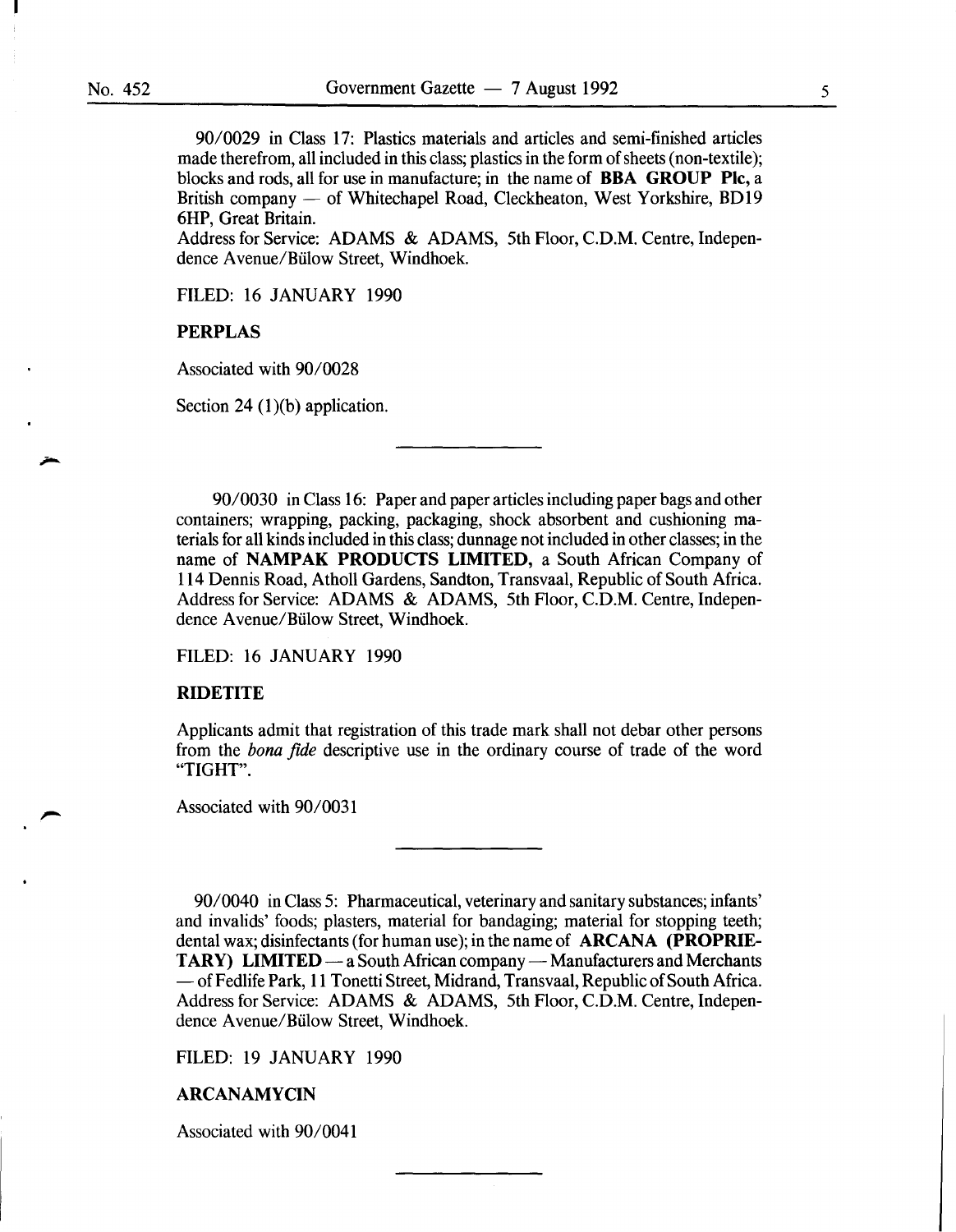90/0029 in Class 17: Plastics materials and articles and semi-finished articles made therefrom, all included in this class; plastics in the form of sheets (non-textile); blocks and rods, all for use in manufacture; in the name of **BBA GROUP Plc,** a British company — of Whitechapel Road, Cleckheaton, West Yorkshire, BD19 6HP, Great Britain.
Address for Service: ADAMS & ADAMS, 5th Floor, C.D.M. Centre, Independence Avenue/Bülow Street, Windhoek.

FILED: 16 JANUARY 1990

**PERPLAS**

Associated with 90/0028

Section 24 (1)(b) application.

---

90/0030 in Class 16: Paper and paper articles including paper bags and other containers; wrapping, packing, packaging, shock absorbent and cushioning materials for all kinds included in this class; dunnage not included in other classes; in the name of **NAMPAK PRODUCTS LIMITED,** a South African Company of 114 Dennis Road, Atholl Gardens, Sandton, Transvaal, Republic of South Africa.
Address for Service: ADAMS & ADAMS, 5th Floor, C.D.M. Centre, Independence Avenue/Bülow Street, Windhoek.

FILED: 16 JANUARY 1990

**RIDETITE**

Applicants admit that registration of this trade mark shall not debar other persons from the *bona fide* descriptive use in the ordinary course of trade of the word "TIGHT".

Associated with 90/0031

---

90/0040 in Class 5: Pharmaceutical, veterinary and sanitary substances; infants' and invalids' foods; plasters, material for bandaging; material for stopping teeth; dental wax; disinfectants (for human use); in the name of **ARCANA (PROPRIETARY) LIMITED** — a South African company — Manufacturers and Merchants — of Fedlife Park, 11 Tonetti Street, Midrand, Transvaal, Republic of South Africa.
Address for Service: ADAMS & ADAMS, 5th Floor, C.D.M. Centre, Independence Avenue/Bülow Street, Windhoek.

FILED: 19 JANUARY 1990

**ARCANAMYCIN**

Associated with 90/0041

---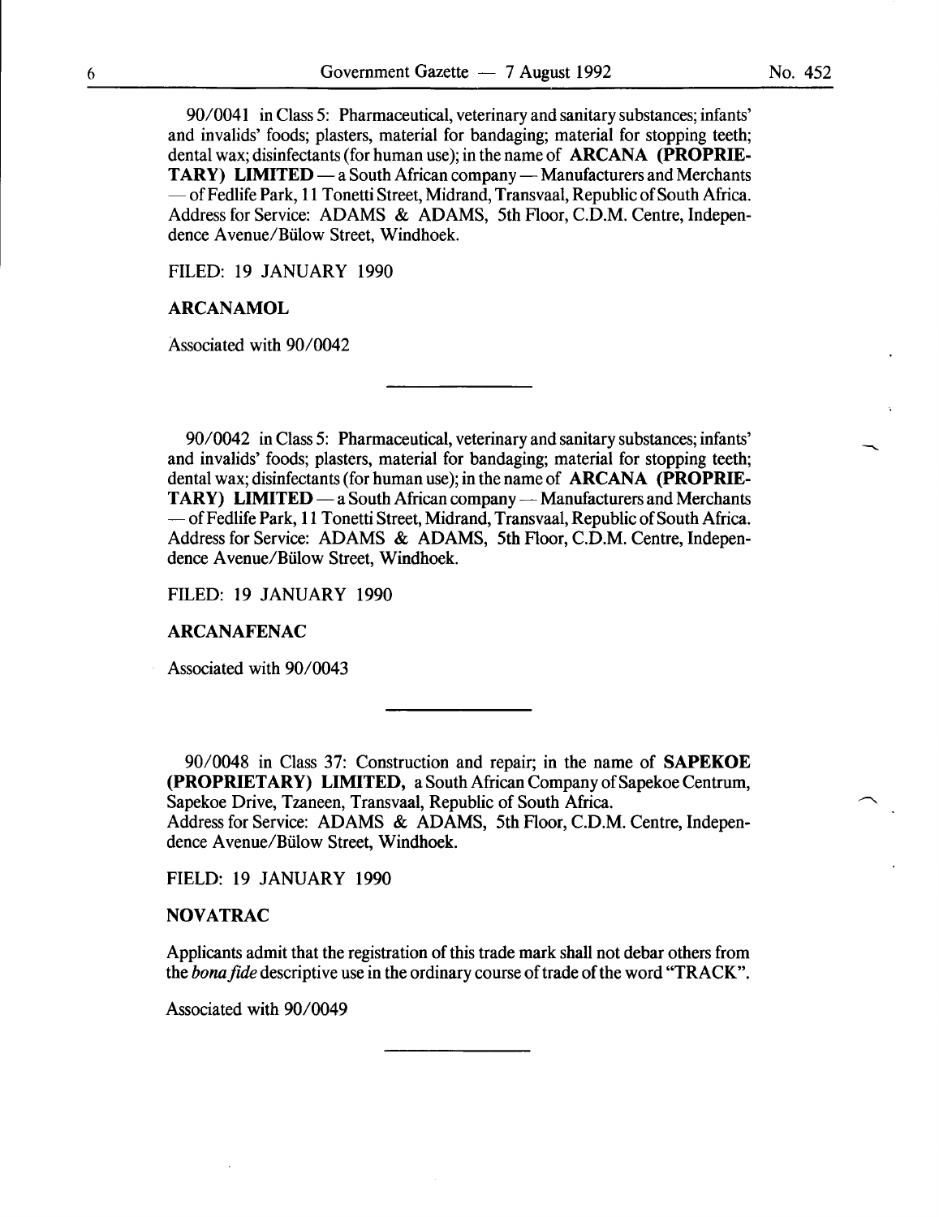90/0041 in Class 5: Pharmaceutical, veterinary and sanitary substances; infants' and invalids' foods; plasters, material for bandaging; material for stopping teeth; dental wax; disinfectants (for human use); in the name of **ARCANA (PROPRIETARY) LIMITED** — a South African company — Manufacturers and Merchants — of Fedlife Park, 11 Tonetti Street, Midrand, Transvaal, Republic of South Africa. Address for Service: ADAMS & ADAMS, 5th Floor, C.D.M. Centre, Independence Avenue/Bülow Street, Windhoek.

FILED: 19 JANUARY 1990

**ARCANAMOL**

Associated with 90/0042

---

90/0042 in Class 5: Pharmaceutical, veterinary and sanitary substances; infants' and invalids' foods; plasters, material for bandaging; material for stopping teeth; dental wax; disinfectants (for human use); in the name of **ARCANA (PROPRIETARY) LIMITED** — a South African company — Manufacturers and Merchants — of Fedlife Park, 11 Tonetti Street, Midrand, Transvaal, Republic of South Africa. Address for Service: ADAMS & ADAMS, 5th Floor, C.D.M. Centre, Independence Avenue/Bülow Street, Windhoek.

FILED: 19 JANUARY 1990

**ARCANAFENAC**

Associated with 90/0043

---

90/0048 in Class 37: Construction and repair; in the name of **SAPEKOE (PROPRIETARY) LIMITED,** a South African Company of Sapekoe Centrum, Sapekoe Drive, Tzaneen, Transvaal, Republic of South Africa.
Address for Service: ADAMS & ADAMS, 5th Floor, C.D.M. Centre, Independence Avenue/Bülow Street, Windhoek.

FIELD: 19 JANUARY 1990

**NOVATRAC**

Applicants admit that the registration of this trade mark shall not debar others from the *bona fide* descriptive use in the ordinary course of trade of the word "TRACK".

Associated with 90/0049

---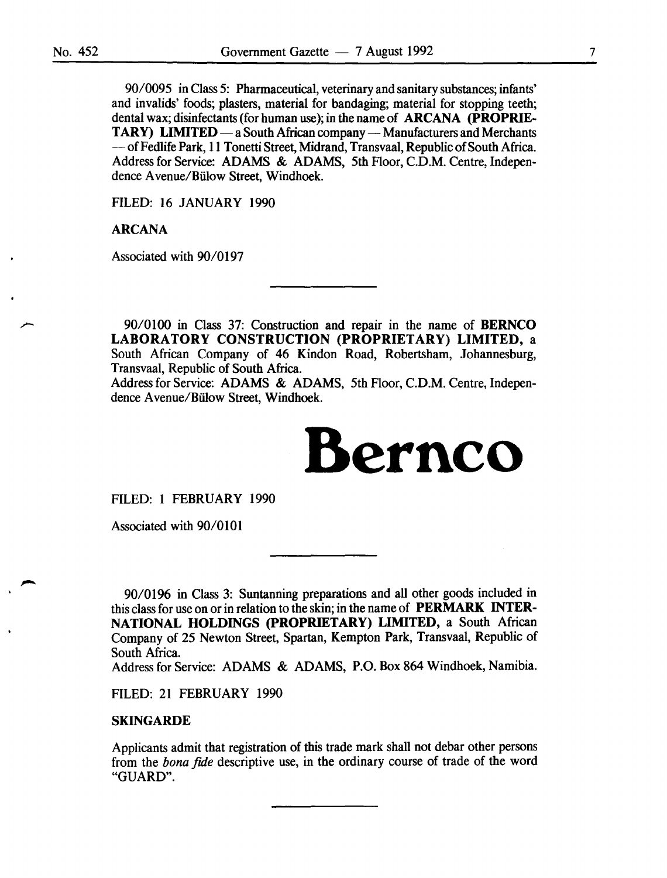90/0095 in Class 5: Pharmaceutical, veterinary and sanitary substances; infants' and invalids' foods; plasters, material for bandaging; material for stopping teeth; dental wax; disinfectants (for human use); in the name of **ARCANA (PROPRIETARY) LIMITED** — a South African company — Manufacturers and Merchants — of Fedlife Park, 11 Tonetti Street, Midrand, Transvaal, Republic of South Africa. Address for Service: ADAMS & ADAMS, 5th Floor, C.D.M. Centre, Independence Avenue/Bülow Street, Windhoek.

FILED: 16 JANUARY 1990

**ARCANA**

Associated with 90/0197

---

90/0100 in Class 37: Construction and repair in the name of **BERNCO LABORATORY CONSTRUCTION (PROPRIETARY) LIMITED,** a South African Company of 46 Kindon Road, Robertsham, Johannesburg, Transvaal, Republic of South Africa.
Address for Service: ADAMS & ADAMS, 5th Floor, C.D.M. Centre, Independence Avenue/Bülow Street, Windhoek.

**Bernco**

FILED: 1 FEBRUARY 1990

Associated with 90/0101

---

90/0196 in Class 3: Suntanning preparations and all other goods included in this class for use on or in relation to the skin; in the name of **PERMARK INTERNATIONAL HOLDINGS (PROPRIETARY) LIMITED,** a South African Company of 25 Newton Street, Spartan, Kempton Park, Transvaal, Republic of South Africa.
Address for Service: ADAMS & ADAMS, P.O. Box 864 Windhoek, Namibia.

FILED: 21 FEBRUARY 1990

**SKINGARDE**

Applicants admit that registration of this trade mark shall not debar other persons from the *bona fide* descriptive use, in the ordinary course of trade of the word "GUARD".

---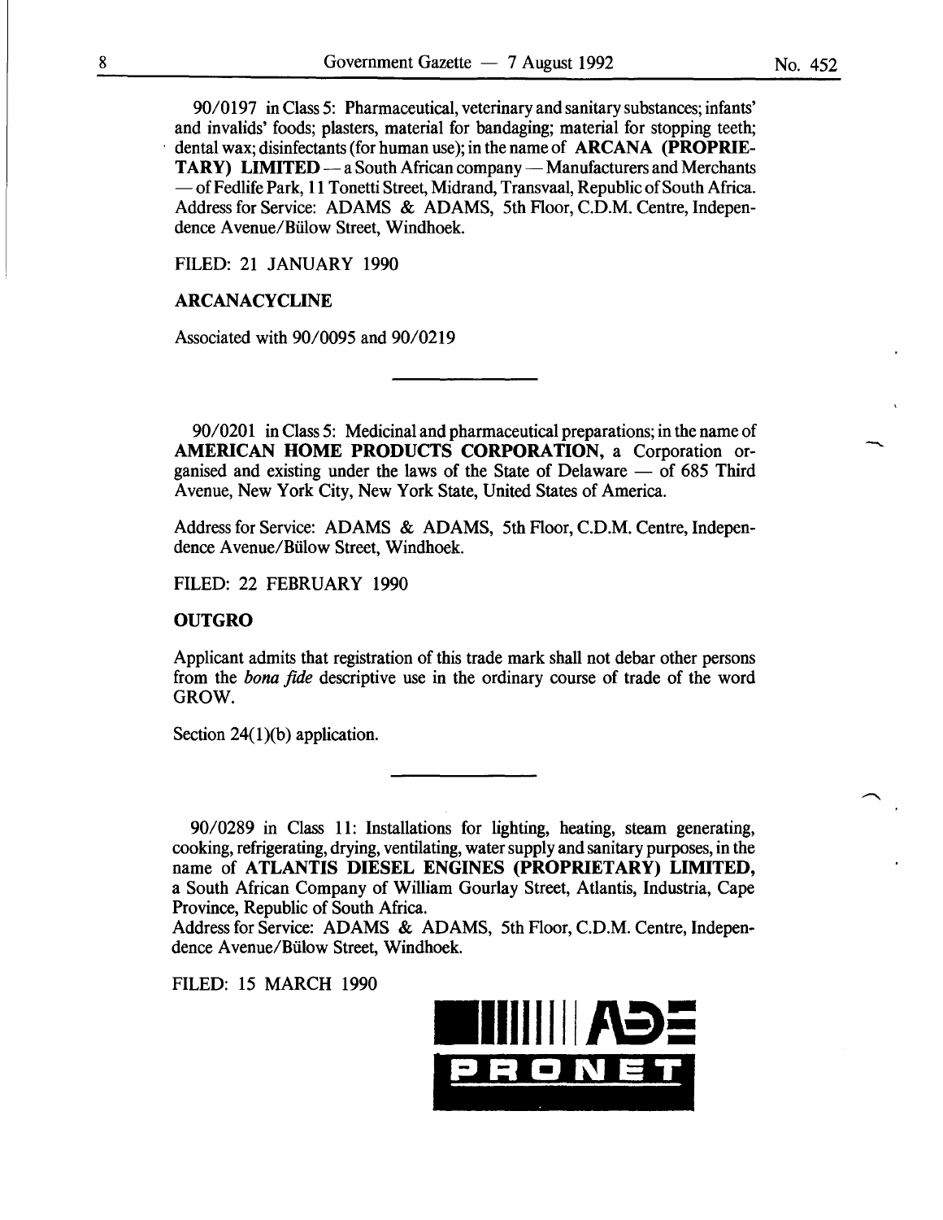90/0197 in Class 5: Pharmaceutical, veterinary and sanitary substances; infants' and invalids' foods; plasters, material for bandaging; material for stopping teeth; dental wax; disinfectants (for human use); in the name of **ARCANA (PROPRIETARY) LIMITED** — a South African company — Manufacturers and Merchants — of Fedlife Park, 11 Tonetti Street, Midrand, Transvaal, Republic of South Africa. Address for Service: ADAMS & ADAMS, 5th Floor, C.D.M. Centre, Independence Avenue/Bülow Street, Windhoek.

FILED: 21 JANUARY 1990

**ARCANACYCLINE**

Associated with 90/0095 and 90/0219

---

90/0201 in Class 5: Medicinal and pharmaceutical preparations; in the name of **AMERICAN HOME PRODUCTS CORPORATION,** a Corporation organised and existing under the laws of the State of Delaware — of 685 Third Avenue, New York City, New York State, United States of America.

Address for Service: ADAMS & ADAMS, 5th Floor, C.D.M. Centre, Independence Avenue/Bülow Street, Windhoek.

FILED: 22 FEBRUARY 1990

**OUTGRO**

Applicant admits that registration of this trade mark shall not debar other persons from the *bona fide* descriptive use in the ordinary course of trade of the word GROW.

Section 24(1)(b) application.

---

90/0289 in Class 11: Installations for lighting, heating, steam generating, cooking, refrigerating, drying, ventilating, water supply and sanitary purposes, in the name of **ATLANTIS DIESEL ENGINES (PROPRIETARY) LIMITED,** a South African Company of William Gourlay Street, Atlantis, Industria, Cape Province, Republic of South Africa.
Address for Service: ADAMS & ADAMS, 5th Floor, C.D.M. Centre, Independence Avenue/Bülow Street, Windhoek.

FILED: 15 MARCH 1990

ADE

PRONET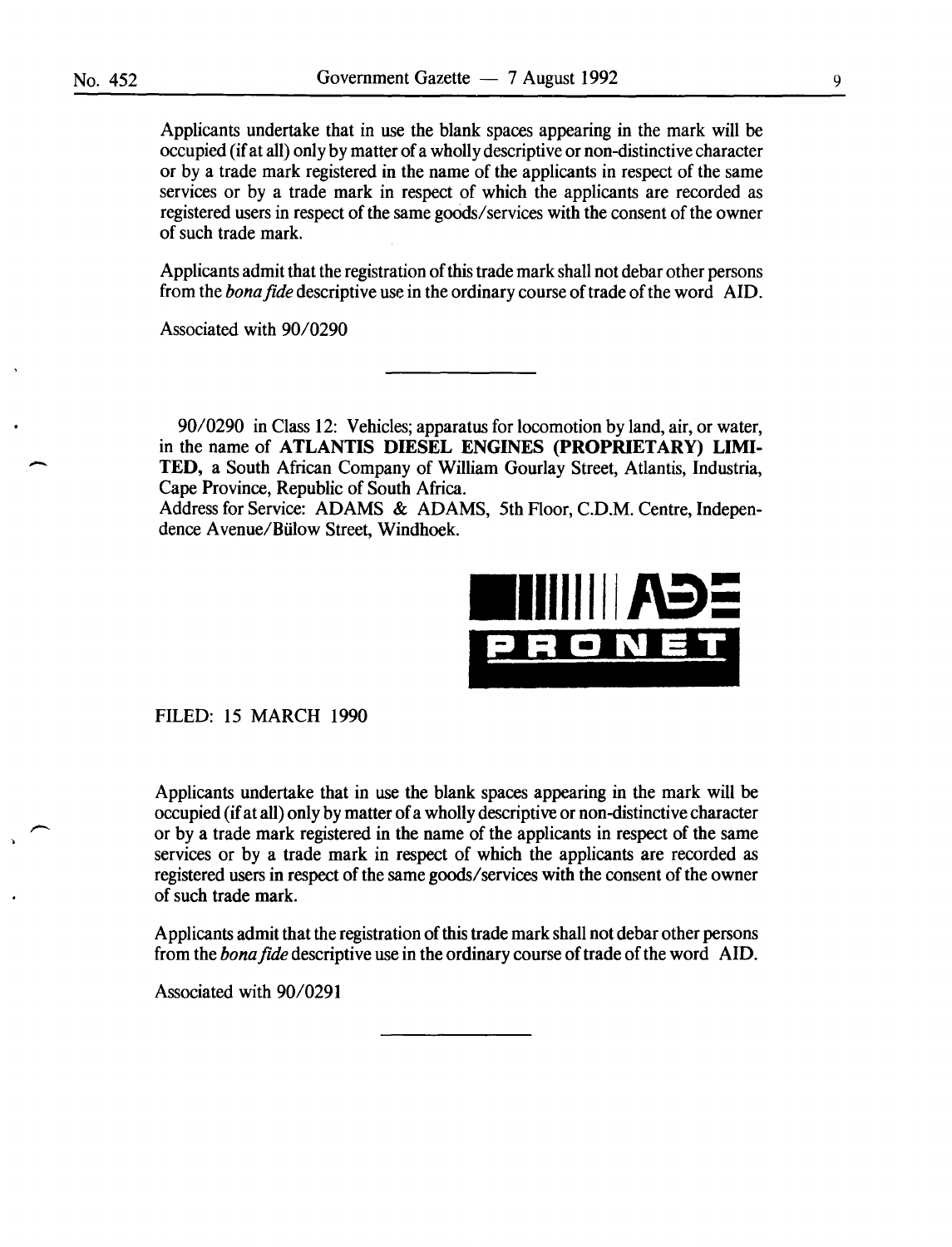Applicants undertake that in use the blank spaces appearing in the mark will be occupied (if at all) only by matter of a wholly descriptive or non-distinctive character or by a trade mark registered in the name of the applicants in respect of the same services or by a trade mark in respect of which the applicants are recorded as registered users in respect of the same goods/services with the consent of the owner of such trade mark.

Applicants admit that the registration of this trade mark shall not debar other persons from the *bona fide* descriptive use in the ordinary course of trade of the word AID.

Associated with 90/0290

---

90/0290 in Class 12: Vehicles; apparatus for locomotion by land, air, or water, in the name of **ATLANTIS DIESEL ENGINES (PROPRIETARY) LIMITED,** a South African Company of William Gourlay Street, Atlantis, Industria, Cape Province, Republic of South Africa.
Address for Service: ADAMS & ADAMS, 5th Floor, C.D.M. Centre, Independence Avenue/Bülow Street, Windhoek.

ADE
PRONET

FILED: 15 MARCH 1990

Applicants undertake that in use the blank spaces appearing in the mark will be occupied (if at all) only by matter of a wholly descriptive or non-distinctive character or by a trade mark registered in the name of the applicants in respect of the same services or by a trade mark in respect of which the applicants are recorded as registered users in respect of the same goods/services with the consent of the owner of such trade mark.

Applicants admit that the registration of this trade mark shall not debar other persons from the *bona fide* descriptive use in the ordinary course of trade of the word AID.

Associated with 90/0291

---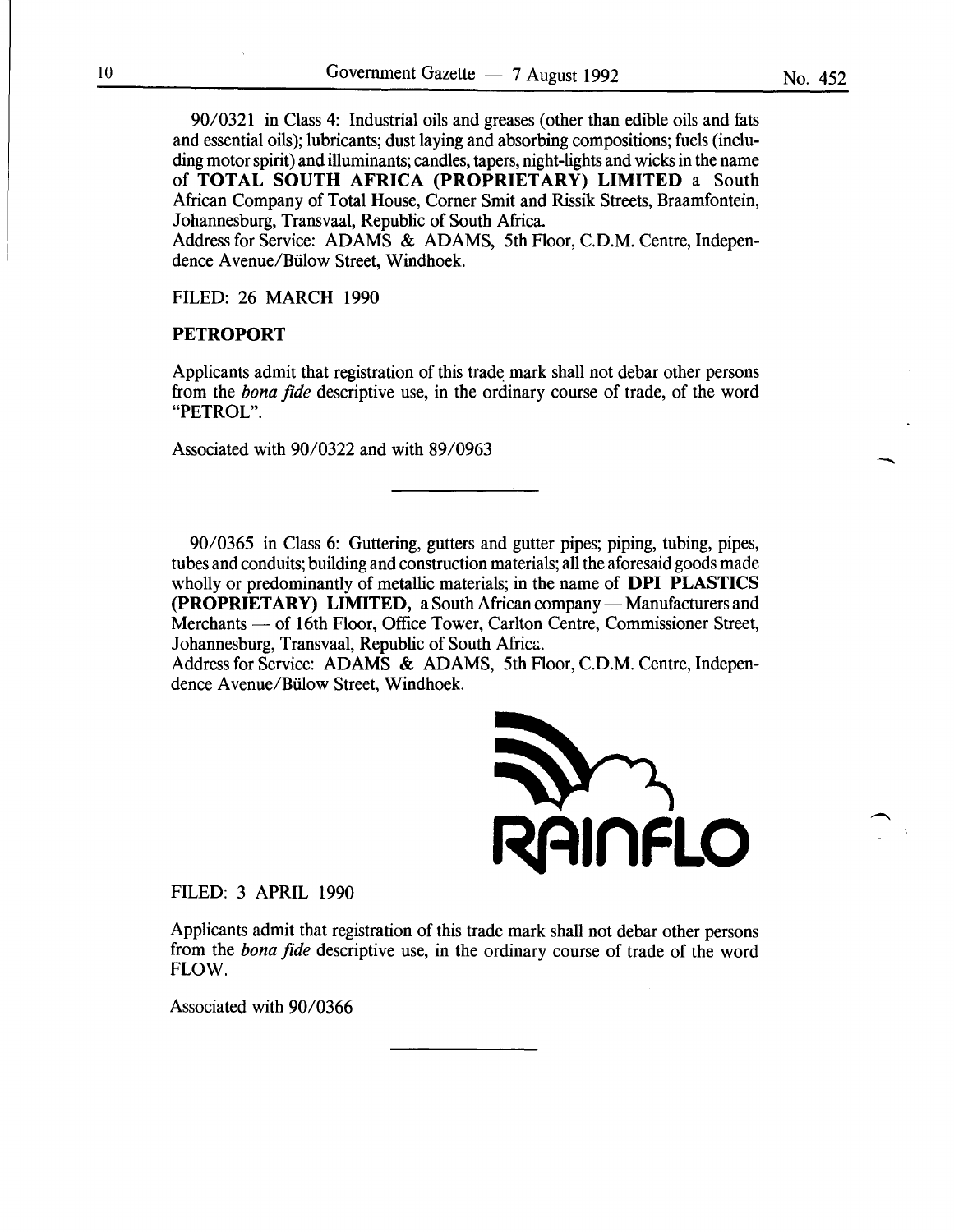90/0321 in Class 4: Industrial oils and greases (other than edible oils and fats and essential oils); lubricants; dust laying and absorbing compositions; fuels (including motor spirit) and illuminants; candles, tapers, night-lights and wicks in the name of **TOTAL SOUTH AFRICA (PROPRIETARY) LIMITED** a South African Company of Total House, Corner Smit and Rissik Streets, Braamfontein, Johannesburg, Transvaal, Republic of South Africa.
Address for Service: ADAMS & ADAMS, 5th Floor, C.D.M. Centre, Independence Avenue/Bülow Street, Windhoek.

FILED: 26 MARCH 1990

**PETROPORT**

Applicants admit that registration of this trade mark shall not debar other persons from the *bona fide* descriptive use, in the ordinary course of trade, of the word "PETROL".

Associated with 90/0322 and with 89/0963

---

90/0365 in Class 6: Guttering, gutters and gutter pipes; piping, tubing, pipes, tubes and conduits; building and construction materials; all the aforesaid goods made wholly or predominantly of metallic materials; in the name of **DPI PLASTICS (PROPRIETARY) LIMITED,** a South African company — Manufacturers and Merchants — of 16th Floor, Office Tower, Carlton Centre, Commissioner Street, Johannesburg, Transvaal, Republic of South Africa.
Address for Service: ADAMS & ADAMS, 5th Floor, C.D.M. Centre, Independence Avenue/Bülow Street, Windhoek.

RAINFLO

FILED: 3 APRIL 1990

Applicants admit that registration of this trade mark shall not debar other persons from the *bona fide* descriptive use, in the ordinary course of trade of the word FLOW.

Associated with 90/0366

---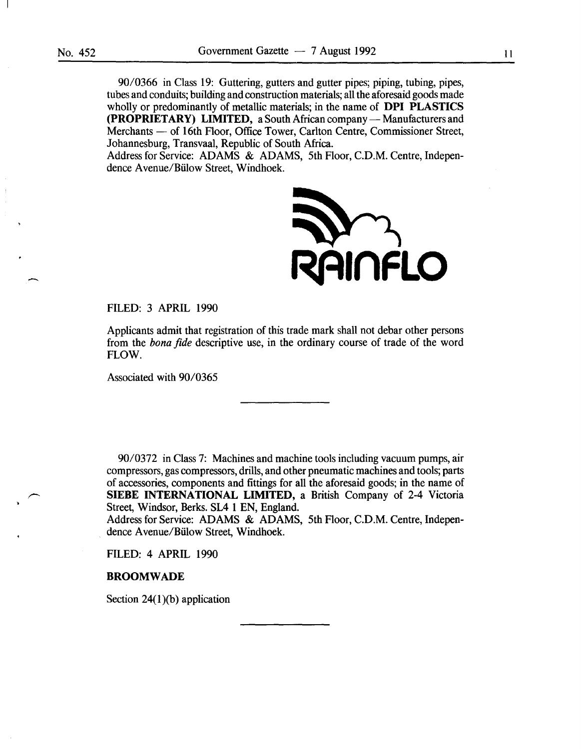90/0366 in Class 19: Guttering, gutters and gutter pipes; piping, tubing, pipes, tubes and conduits; building and construction materials; all the aforesaid goods made wholly or predominantly of metallic materials; in the name of **DPI PLASTICS (PROPRIETARY) LIMITED,** a South African company — Manufacturers and Merchants — of 16th Floor, Office Tower, Carlton Centre, Commissioner Street, Johannesburg, Transvaal, Republic of South Africa.
Address for Service: ADAMS & ADAMS, 5th Floor, C.D.M. Centre, Independence Avenue/Bülow Street, Windhoek.

RAINFLO

FILED: 3 APRIL 1990

Applicants admit that registration of this trade mark shall not debar other persons from the *bona fide* descriptive use, in the ordinary course of trade of the word FLOW.

Associated with 90/0365

---

90/0372 in Class 7: Machines and machine tools including vacuum pumps, air compressors, gas compressors, drills, and other pneumatic machines and tools; parts of accessories, components and fittings for all the aforesaid goods; in the name of **SIEBE INTERNATIONAL LIMITED,** a British Company of 2-4 Victoria Street, Windsor, Berks. SL4 1 EN, England.
Address for Service: ADAMS & ADAMS, 5th Floor, C.D.M. Centre, Independence Avenue/Bülow Street, Windhoek.

FILED: 4 APRIL 1990

**BROOMWADE**

Section 24(1)(b) application

---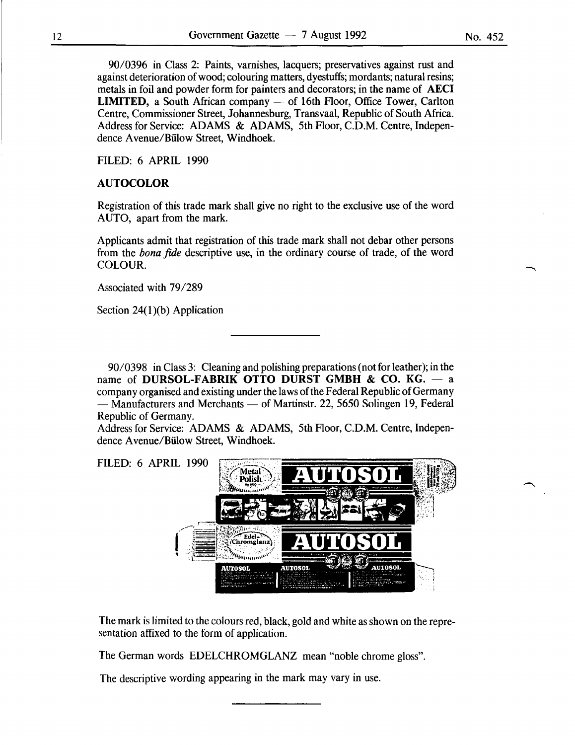90/0396 in Class 2: Paints, varnishes, lacquers; preservatives against rust and against deterioration of wood; colouring matters, dyestuffs; mordants; natural resins; metals in foil and powder form for painters and decorators; in the name of **AECI LIMITED,** a South African company — of 16th Floor, Office Tower, Carlton Centre, Commissioner Street, Johannesburg, Transvaal, Republic of South Africa. Address for Service: ADAMS & ADAMS, 5th Floor, C.D.M. Centre, Independence Avenue/Bülow Street, Windhoek.

FILED: 6 APRIL 1990

**AUTOCOLOR**

Registration of this trade mark shall give no right to the exclusive use of the word AUTO, apart from the mark.

Applicants admit that registration of this trade mark shall not debar other persons from the *bona fide* descriptive use, in the ordinary course of trade, of the word COLOUR.

Associated with 79/289

Section 24(1)(b) Application

---

90/0398 in Class 3: Cleaning and polishing preparations (not for leather); in the name of **DURSOL-FABRIK OTTO DURST GMBH & CO. KG.** — a company organised and existing under the laws of the Federal Republic of Germany — Manufacturers and Merchants — of Martinstr. 22, 5650 Solingen 19, Federal Republic of Germany.
Address for Service: ADAMS & ADAMS, 5th Floor, C.D.M. Centre, Independence Avenue/Bülow Street, Windhoek.

FILED: 6 APRIL 1990

The mark is limited to the colours red, black, gold and white as shown on the representation affixed to the form of application.

The German words EDELCHROMGLANZ mean "noble chrome gloss".

The descriptive wording appearing in the mark may vary in use.

---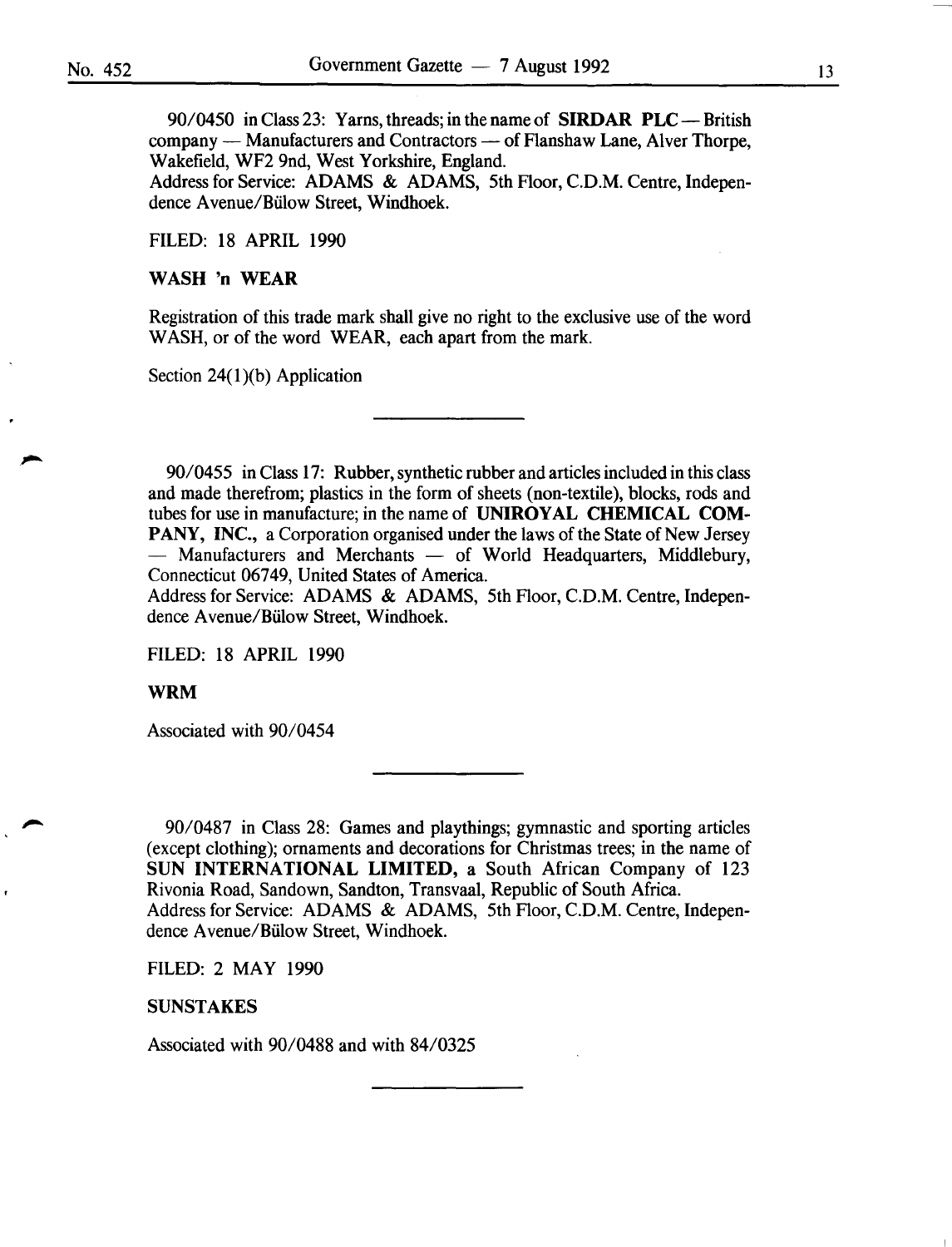90/0450 in Class 23: Yarns, threads; in the name of **SIRDAR PLC** — British company — Manufacturers and Contractors — of Flanshaw Lane, Alver Thorpe, Wakefield, WF2 9nd, West Yorkshire, England.
Address for Service: ADAMS & ADAMS, 5th Floor, C.D.M. Centre, Independence Avenue/Bülow Street, Windhoek.

FILED: 18 APRIL 1990

**WASH 'n WEAR**

Registration of this trade mark shall give no right to the exclusive use of the word WASH, or of the word WEAR, each apart from the mark.

Section 24(1)(b) Application

---

90/0455 in Class 17: Rubber, synthetic rubber and articles included in this class and made therefrom; plastics in the form of sheets (non-textile), blocks, rods and tubes for use in manufacture; in the name of **UNIROYAL CHEMICAL COMPANY, INC.,** a Corporation organised under the laws of the State of New Jersey — Manufacturers and Merchants — of World Headquarters, Middlebury, Connecticut 06749, United States of America.
Address for Service: ADAMS & ADAMS, 5th Floor, C.D.M. Centre, Independence Avenue/Bülow Street, Windhoek.

FILED: 18 APRIL 1990

**WRM**

Associated with 90/0454

---

90/0487 in Class 28: Games and playthings; gymnastic and sporting articles (except clothing); ornaments and decorations for Christmas trees; in the name of **SUN INTERNATIONAL LIMITED,** a South African Company of 123 Rivonia Road, Sandown, Sandton, Transvaal, Republic of South Africa.
Address for Service: ADAMS & ADAMS, 5th Floor, C.D.M. Centre, Independence Avenue/Bülow Street, Windhoek.

FILED: 2 MAY 1990

**SUNSTAKES**

Associated with 90/0488 and with 84/0325

---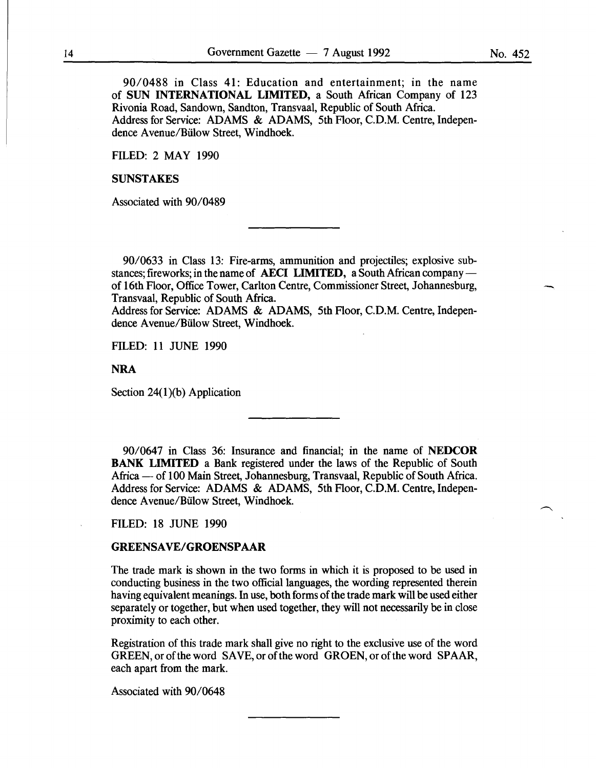90/0488 in Class 41: Education and entertainment; in the name of **SUN INTERNATIONAL LIMITED,** a South African Company of 123 Rivonia Road, Sandown, Sandton, Transvaal, Republic of South Africa.
Address for Service: ADAMS & ADAMS, 5th Floor, C.D.M. Centre, Independence Avenue/Bülow Street, Windhoek.

FILED: 2 MAY 1990

**SUNSTAKES**

Associated with 90/0489

---

90/0633 in Class 13: Fire-arms, ammunition and projectiles; explosive substances; fireworks; in the name of **AECI LIMITED,** a South African company — of 16th Floor, Office Tower, Carlton Centre, Commissioner Street, Johannesburg, Transvaal, Republic of South Africa.
Address for Service: ADAMS & ADAMS, 5th Floor, C.D.M. Centre, Independence Avenue/Bülow Street, Windhoek.

FILED: 11 JUNE 1990

**NRA**

Section 24(1)(b) Application

---

90/0647 in Class 36: Insurance and financial; in the name of **NEDCOR BANK LIMITED** a Bank registered under the laws of the Republic of South Africa — of 100 Main Street, Johannesburg, Transvaal, Republic of South Africa.
Address for Service: ADAMS & ADAMS, 5th Floor, C.D.M. Centre, Independence Avenue/Bülow Street, Windhoek.

FILED: 18 JUNE 1990

**GREENSAVE/GROENSPAAR**

The trade mark is shown in the two forms in which it is proposed to be used in conducting business in the two official languages, the wording represented therein having equivalent meanings. In use, both forms of the trade mark will be used either separately or together, but when used together, they will not necessarily be in close proximity to each other.

Registration of this trade mark shall give no right to the exclusive use of the word GREEN, or of the word SAVE, or of the word GROEN, or of the word SPAAR, each apart from the mark.

Associated with 90/0648

---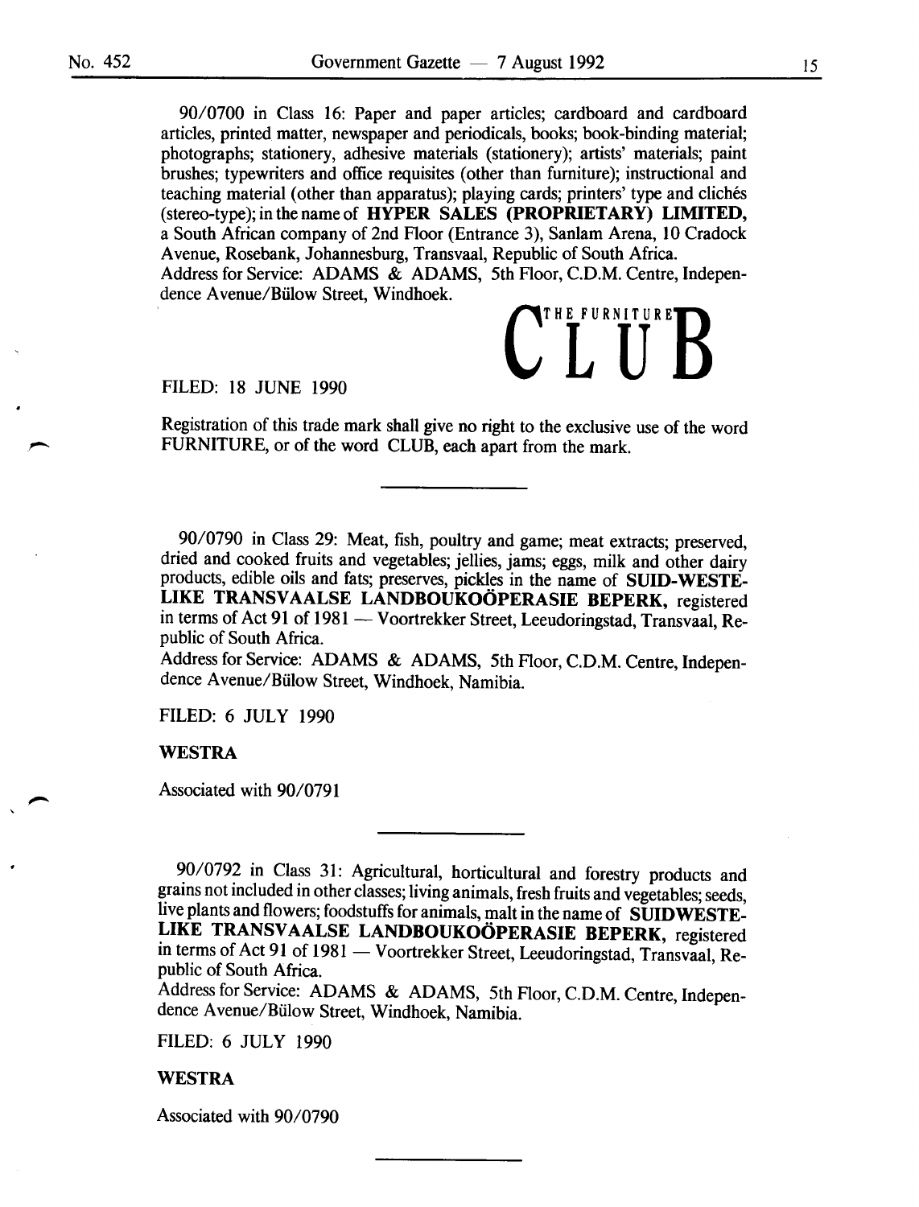90/0700 in Class 16: Paper and paper articles; cardboard and cardboard articles, printed matter, newspaper and periodicals, books; book-binding material; photographs; stationery, adhesive materials (stationery); artists' materials; paint brushes; typewriters and office requisites (other than furniture); instructional and teaching material (other than apparatus); playing cards; printers' type and clichés (stereo-type); in the name of **HYPER SALES (PROPRIETARY) LIMITED,** a South African company of 2nd Floor (Entrance 3), Sanlam Arena, 10 Cradock Avenue, Rosebank, Johannesburg, Transvaal, Republic of South Africa.
Address for Service: ADAMS & ADAMS, 5th Floor, C.D.M. Centre, Independence Avenue/Bülow Street, Windhoek.

FILED: 18 JUNE 1990

THE FURNITURE CLUB

Registration of this trade mark shall give no right to the exclusive use of the word FURNITURE, or of the word CLUB, each apart from the mark.

---

90/0790 in Class 29: Meat, fish, poultry and game; meat extracts; preserved, dried and cooked fruits and vegetables; jellies, jams; eggs, milk and other dairy products, edible oils and fats; preserves, pickles in the name of **SUID-WESTELIKE TRANSVAALSE LANDBOUKOÖPERASIE BEPERK,** registered in terms of Act 91 of 1981 — Voortrekker Street, Leeudoringstad, Transvaal, Republic of South Africa.
Address for Service: ADAMS & ADAMS, 5th Floor, C.D.M. Centre, Independence Avenue/Bülow Street, Windhoek, Namibia.

FILED: 6 JULY 1990

**WESTRA**

Associated with 90/0791

---

90/0792 in Class 31: Agricultural, horticultural and forestry products and grains not included in other classes; living animals, fresh fruits and vegetables; seeds, live plants and flowers; foodstuffs for animals, malt in the name of **SUIDWESTELIKE TRANSVAALSE LANDBOUKOÖPERASIE BEPERK,** registered in terms of Act 91 of 1981 — Voortrekker Street, Leeudoringstad, Transvaal, Republic of South Africa.
Address for Service: ADAMS & ADAMS, 5th Floor, C.D.M. Centre, Independence Avenue/Bülow Street, Windhoek, Namibia.

FILED: 6 JULY 1990

**WESTRA**

Associated with 90/0790

---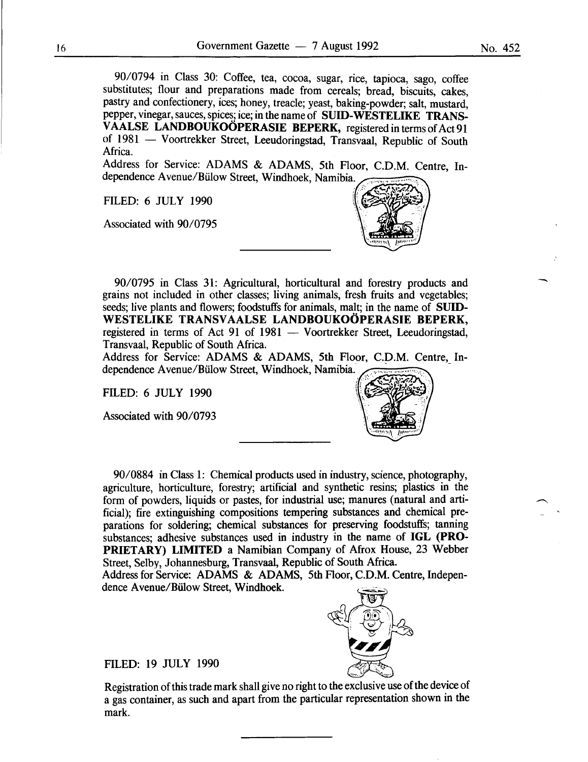90/0794 in Class 30: Coffee, tea, cocoa, sugar, rice, tapioca, sago, coffee substitutes; flour and preparations made from cereals; bread, biscuits, cakes, pastry and confectionery, ices; honey, treacle; yeast, baking-powder; salt, mustard, pepper, vinegar, sauces, spices; ice; in the name of **SUID-WESTELIKE TRANSVAALSE LANDBOUKOÖPERASIE BEPERK,** registered in terms of Act 91 of 1981 — Voortrekker Street, Leeudoringstad, Transvaal, Republic of South Africa.
Address for Service: ADAMS & ADAMS, 5th Floor, C.D.M. Centre, Independence Avenue/Bülow Street, Windhoek, Namibia.

FILED: 6 JULY 1990

Associated with 90/0795

---

90/0795 in Class 31: Agricultural, horticultural and forestry products and grains not included in other classes; living animals, fresh fruits and vegetables; seeds; live plants and flowers; foodstuffs for animals, malt; in the name of **SUID-WESTELIKE TRANSVAALSE LANDBOUKOÖPERASIE BEPERK,** registered in terms of Act 91 of 1981 — Voortrekker Street, Leeudoringstad, Transvaal, Republic of South Africa.
Address for Service: ADAMS & ADAMS, 5th Floor, C.D.M. Centre, Independence Avenue/Bülow Street, Windhoek, Namibia.

FILED: 6 JULY 1990

Associated with 90/0793

---

90/0884 in Class 1: Chemical products used in industry, science, photography, agriculture, horticulture, forestry; artificial and synthetic resins; plastics in the form of powders, liquids or pastes, for industrial use; manures (natural and artificial); fire extinguishing compositions tempering substances and chemical preparations for soldering; chemical substances for preserving foodstuffs; tanning substances; adhesive substances used in industry in the name of **IGL (PROPRIETARY) LIMITED** a Namibian Company of Afrox House, 23 Webber Street, Selby, Johannesburg, Transvaal, Republic of South Africa.
Address for Service: ADAMS & ADAMS, 5th Floor, C.D.M. Centre, Independence Avenue/Bülow Street, Windhoek.

FILED: 19 JULY 1990

Registration of this trade mark shall give no right to the exclusive use of the device of a gas container, as such and apart from the particular representation shown in the mark.

---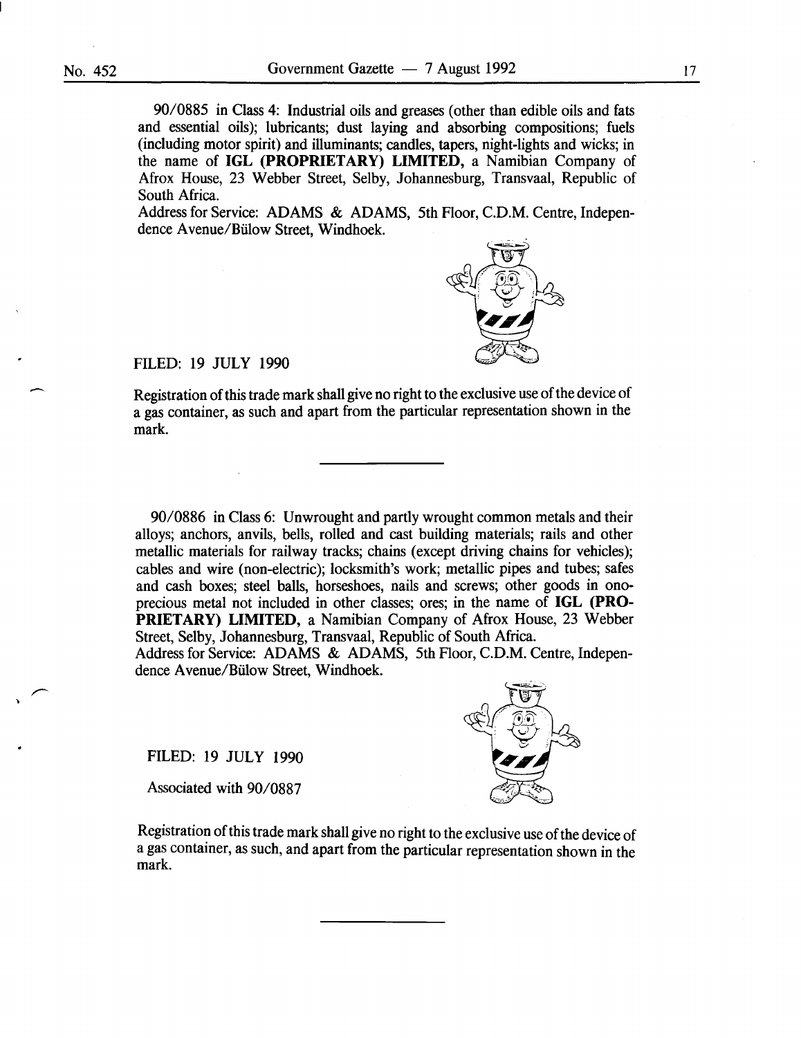90/0885 in Class 4: Industrial oils and greases (other than edible oils and fats and essential oils); lubricants; dust laying and absorbing compositions; fuels (including motor spirit) and illuminants; candles, tapers, night-lights and wicks; in the name of **IGL (PROPRIETARY) LIMITED,** a Namibian Company of Afrox House, 23 Webber Street, Selby, Johannesburg, Transvaal, Republic of South Africa.
Address for Service: ADAMS & ADAMS, 5th Floor, C.D.M. Centre, Independence Avenue/Bülow Street, Windhoek.

FILED: 19 JULY 1990

Registration of this trade mark shall give no right to the exclusive use of the device of a gas container, as such and apart from the particular representation shown in the mark.

---

90/0886 in Class 6: Unwrought and partly wrought common metals and their alloys; anchors, anvils, bells, rolled and cast building materials; rails and other metallic materials for railway tracks; chains (except driving chains for vehicles); cables and wire (non-electric); locksmith's work; metallic pipes and tubes; safes and cash boxes; steel balls, horseshoes, nails and screws; other goods in ono-precious metal not included in other classes; ores; in the name of **IGL (PROPRIETARY) LIMITED,** a Namibian Company of Afrox House, 23 Webber Street, Selby, Johannesburg, Transvaal, Republic of South Africa.
Address for Service: ADAMS & ADAMS, 5th Floor, C.D.M. Centre, Independence Avenue/Bülow Street, Windhoek.

FILED: 19 JULY 1990

Associated with 90/0887

Registration of this trade mark shall give no right to the exclusive use of the device of a gas container, as such, and apart from the particular representation shown in the mark.

---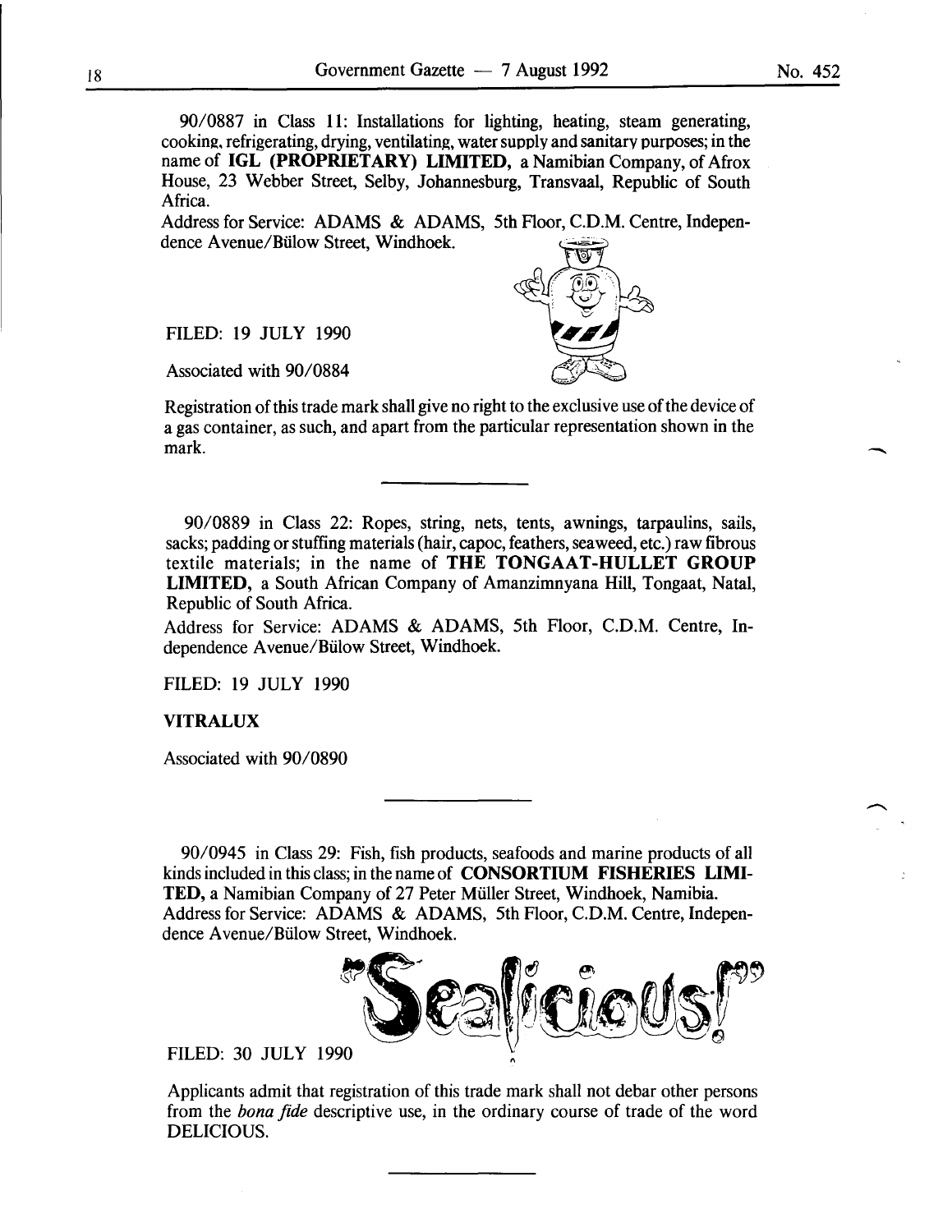90/0887 in Class 11: Installations for lighting, heating, steam generating, cooking, refrigerating, drying, ventilating, water supply and sanitary purposes; in the name of **IGL (PROPRIETARY) LIMITED,** a Namibian Company, of Afrox House, 23 Webber Street, Selby, Johannesburg, Transvaal, Republic of South Africa.

Address for Service: ADAMS & ADAMS, 5th Floor, C.D.M. Centre, Independence Avenue/Bülow Street, Windhoek.

FILED: 19 JULY 1990

Associated with 90/0884

Registration of this trade mark shall give no right to the exclusive use of the device of a gas container, as such, and apart from the particular representation shown in the mark.

---

90/0889 in Class 22: Ropes, string, nets, tents, awnings, tarpaulins, sails, sacks; padding or stuffing materials (hair, capoc, feathers, seaweed, etc.) raw fibrous textile materials; in the name of **THE TONGAAT-HULLET GROUP LIMITED,** a South African Company of Amanzimnyana Hill, Tongaat, Natal, Republic of South Africa.

Address for Service: ADAMS & ADAMS, 5th Floor, C.D.M. Centre, Independence Avenue/Bülow Street, Windhoek.

FILED: 19 JULY 1990

**VITRALUX**

Associated with 90/0890

---

90/0945 in Class 29: Fish, fish products, seafoods and marine products of all kinds included in this class; in the name of **CONSORTIUM FISHERIES LIMITED,** a Namibian Company of 27 Peter Müller Street, Windhoek, Namibia.

Address for Service: ADAMS & ADAMS, 5th Floor, C.D.M. Centre, Independence Avenue/Bülow Street, Windhoek.

FILED: 30 JULY 1990

Applicants admit that registration of this trade mark shall not debar other persons from the *bona fide* descriptive use, in the ordinary course of trade of the word DELICIOUS.

---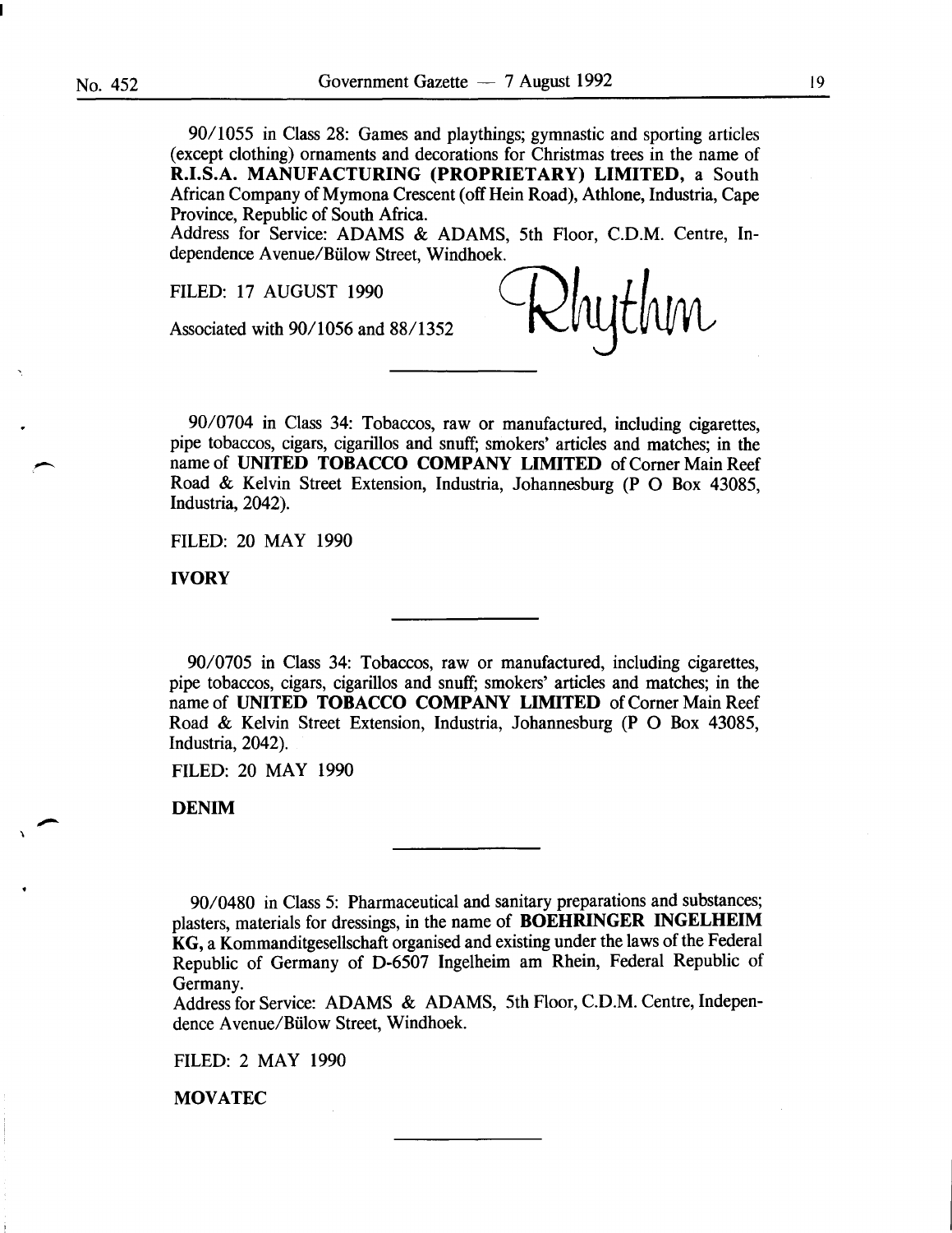90/1055 in Class 28: Games and playthings; gymnastic and sporting articles (except clothing) ornaments and decorations for Christmas trees in the name of **R.I.S.A. MANUFACTURING (PROPRIETARY) LIMITED,** a South African Company of Mymona Crescent (off Hein Road), Athlone, Industria, Cape Province, Republic of South Africa.
Address for Service: ADAMS & ADAMS, 5th Floor, C.D.M. Centre, Independence Avenue/Bülow Street, Windhoek.

FILED: 17 AUGUST 1990

Associated with 90/1056 and 88/1352

Rhythm

---

90/0704 in Class 34: Tobaccos, raw or manufactured, including cigarettes, pipe tobaccos, cigars, cigarillos and snuff; smokers' articles and matches; in the name of **UNITED TOBACCO COMPANY LIMITED** of Corner Main Reef Road & Kelvin Street Extension, Industria, Johannesburg (P O Box 43085, Industria, 2042).

FILED: 20 MAY 1990

**IVORY**

---

90/0705 in Class 34: Tobaccos, raw or manufactured, including cigarettes, pipe tobaccos, cigars, cigarillos and snuff; smokers' articles and matches; in the name of **UNITED TOBACCO COMPANY LIMITED** of Corner Main Reef Road & Kelvin Street Extension, Industria, Johannesburg (P O Box 43085, Industria, 2042).

FILED: 20 MAY 1990

**DENIM**

---

90/0480 in Class 5: Pharmaceutical and sanitary preparations and substances; plasters, materials for dressings, in the name of **BOEHRINGER INGELHEIM KG,** a Kommanditgesellschaft organised and existing under the laws of the Federal Republic of Germany of D-6507 Ingelheim am Rhein, Federal Republic of Germany.
Address for Service: ADAMS & ADAMS, 5th Floor, C.D.M. Centre, Independence Avenue/Bülow Street, Windhoek.

FILED: 2 MAY 1990

**MOVATEC**

---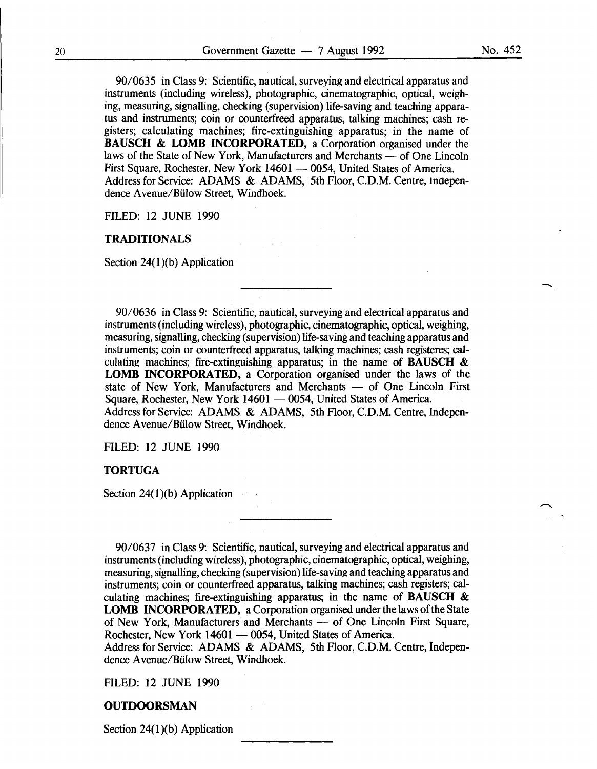90/0635 in Class 9: Scientific, nautical, surveying and electrical apparatus and instruments (including wireless), photographic, cinematographic, optical, weighing, measuring, signalling, checking (supervision) life-saving and teaching apparatus and instruments; coin or counterfreed apparatus, talking machines; cash registers; calculating machines; fire-extinguishing apparatus; in the name of **BAUSCH & LOMB INCORPORATED,** a Corporation organised under the laws of the State of New York, Manufacturers and Merchants — of One Lincoln First Square, Rochester, New York 14601 — 0054, United States of America.
Address for Service: ADAMS & ADAMS, 5th Floor, C.D.M. Centre, Independence Avenue/Bülow Street, Windhoek.

FILED: 12 JUNE 1990

**TRADITIONALS**

Section 24(1)(b) Application

---

90/0636 in Class 9: Scientific, nautical, surveying and electrical apparatus and instruments (including wireless), photographic, cinematographic, optical, weighing, measuring, signalling, checking (supervision) life-saving and teaching apparatus and instruments; coin or counterfreed apparatus, talking machines; cash registeres; calculating machines; fire-extinguishing apparatus; in the name of **BAUSCH & LOMB INCORPORATED,** a Corporation organised under the laws of the state of New York, Manufacturers and Merchants — of One Lincoln First Square, Rochester, New York 14601 — 0054, United States of America.
Address for Service: ADAMS & ADAMS, 5th Floor, C.D.M. Centre, Independence Avenue/Bülow Street, Windhoek.

FILED: 12 JUNE 1990

**TORTUGA**

Section 24(1)(b) Application

---

90/0637 in Class 9: Scientific, nautical, surveying and electrical apparatus and instruments (including wireless), photographic, cinematographic, optical, weighing, measuring, signalling, checking (supervision) life-saving and teaching apparatus and instruments; coin or counterfreed apparatus, talking machines; cash registers; calculating machines; fire-extinguishing apparatus; in the name of **BAUSCH & LOMB INCORPORATED,** a Corporation organised under the laws of the State of New York, Manufacturers and Merchants — of One Lincoln First Square, Rochester, New York 14601 — 0054, United States of America.
Address for Service: ADAMS & ADAMS, 5th Floor, C.D.M. Centre, Independence Avenue/Bülow Street, Windhoek.

FILED: 12 JUNE 1990

**OUTDOORSMAN**

Section 24(1)(b) Application

---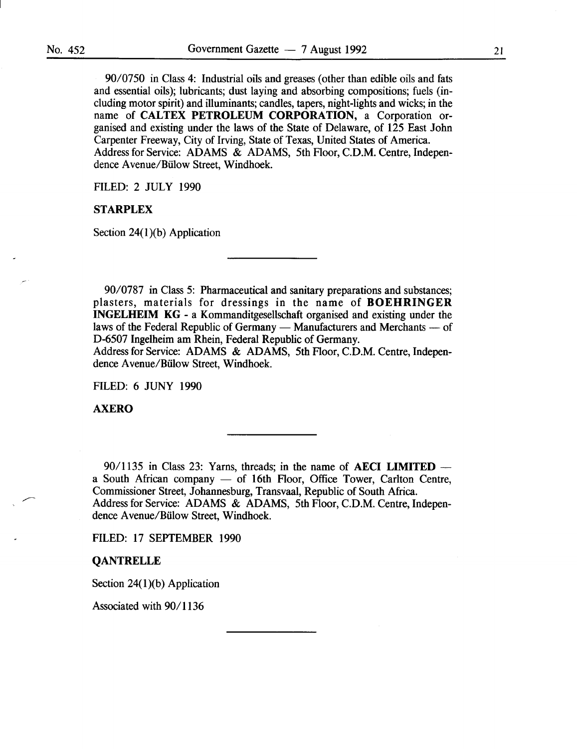90/0750 in Class 4: Industrial oils and greases (other than edible oils and fats and essential oils); lubricants; dust laying and absorbing compositions; fuels (including motor spirit) and illuminants; candles, tapers, night-lights and wicks; in the name of **CALTEX PETROLEUM CORPORATION,** a Corporation organised and existing under the laws of the State of Delaware, of 125 East John Carpenter Freeway, City of Irving, State of Texas, United States of America.
Address for Service: ADAMS & ADAMS, 5th Floor, C.D.M. Centre, Independence Avenue/Bülow Street, Windhoek.

FILED: 2 JULY 1990

**STARPLEX**

Section 24(1)(b) Application

---

90/0787 in Class 5: Pharmaceutical and sanitary preparations and substances; plasters, materials for dressings in the name of **BOEHRINGER INGELHEIM KG** - a Kommanditgesellschaft organised and existing under the laws of the Federal Republic of Germany — Manufacturers and Merchants — of D-6507 Ingelheim am Rhein, Federal Republic of Germany.
Address for Service: ADAMS & ADAMS, 5th Floor, C.D.M. Centre, Independence Avenue/Bülow Street, Windhoek.

FILED: 6 JUNY 1990

**AXERO**

---

90/1135 in Class 23: Yarns, threads; in the name of **AECI LIMITED** — a South African company — of 16th Floor, Office Tower, Carlton Centre, Commissioner Street, Johannesburg, Transvaal, Republic of South Africa.
Address for Service: ADAMS & ADAMS, 5th Floor, C.D.M. Centre, Independence Avenue/Bülow Street, Windhoek.

FILED: 17 SEPTEMBER 1990

**QANTRELLE**

Section 24(1)(b) Application

Associated with 90/1136

---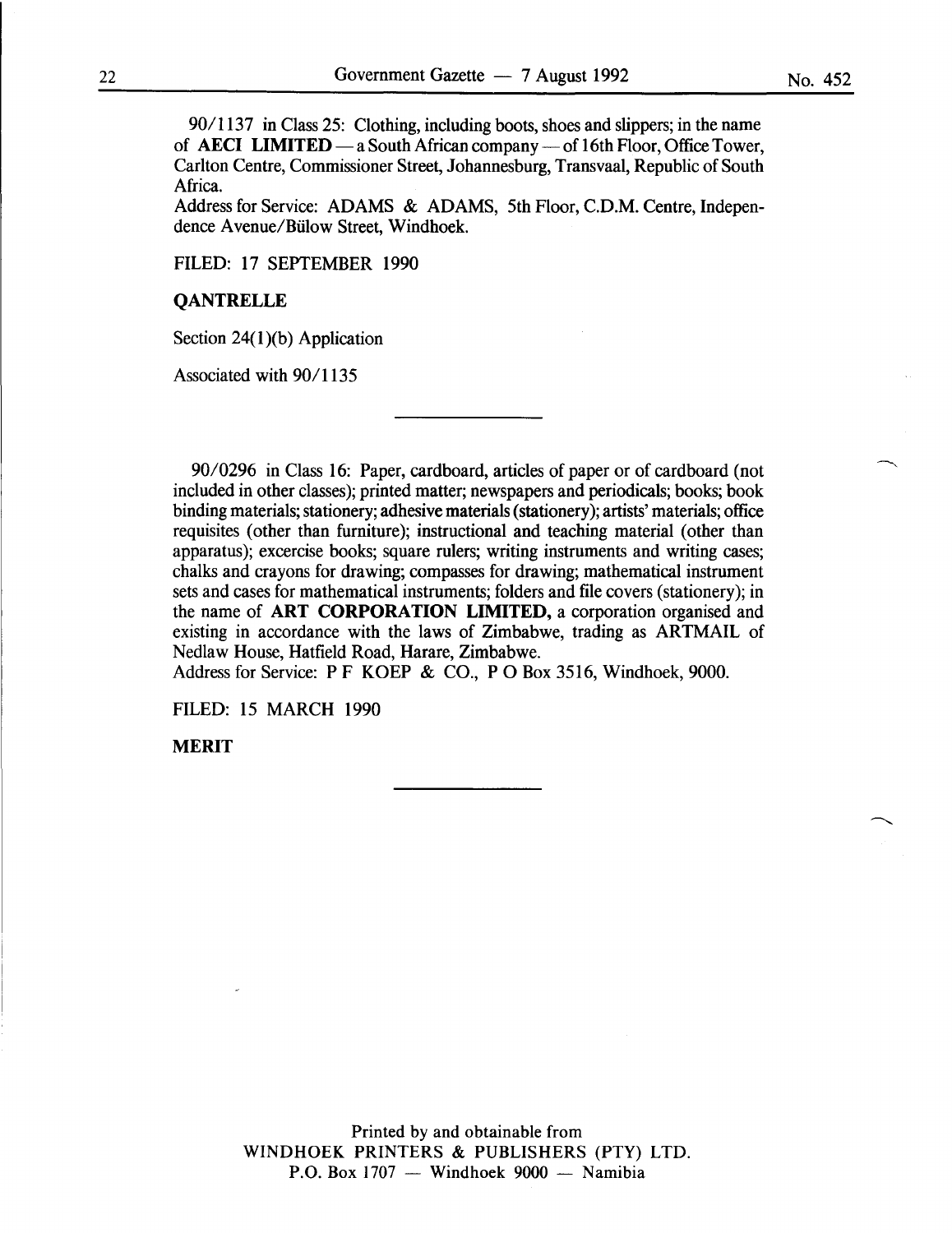90/1137 in Class 25: Clothing, including boots, shoes and slippers; in the name of **AECI LIMITED** — a South African company — of 16th Floor, Office Tower, Carlton Centre, Commissioner Street, Johannesburg, Transvaal, Republic of South Africa.
Address for Service: ADAMS & ADAMS, 5th Floor, C.D.M. Centre, Independence Avenue/Bülow Street, Windhoek.

FILED: 17 SEPTEMBER 1990

**QANTRELLE**

Section 24(1)(b) Application

Associated with 90/1135

---

90/0296 in Class 16: Paper, cardboard, articles of paper or of cardboard (not included in other classes); printed matter; newspapers and periodicals; books; book binding materials; stationery; adhesive materials (stationery); artists' materials; office requisites (other than furniture); instructional and teaching material (other than apparatus); excercise books; square rulers; writing instruments and writing cases; chalks and crayons for drawing; compasses for drawing; mathematical instrument sets and cases for mathematical instruments; folders and file covers (stationery); in the name of **ART CORPORATION LIMITED,** a corporation organised and existing in accordance with the laws of Zimbabwe, trading as ARTMAIL of Nedlaw House, Hatfield Road, Harare, Zimbabwe.
Address for Service: P F KOEP & CO., P O Box 3516, Windhoek, 9000.

FILED: 15 MARCH 1990

**MERIT**

---

Printed by and obtainable from
WINDHOEK PRINTERS & PUBLISHERS (PTY) LTD.
P.O. Box 1707 — Windhoek 9000 — Namibia